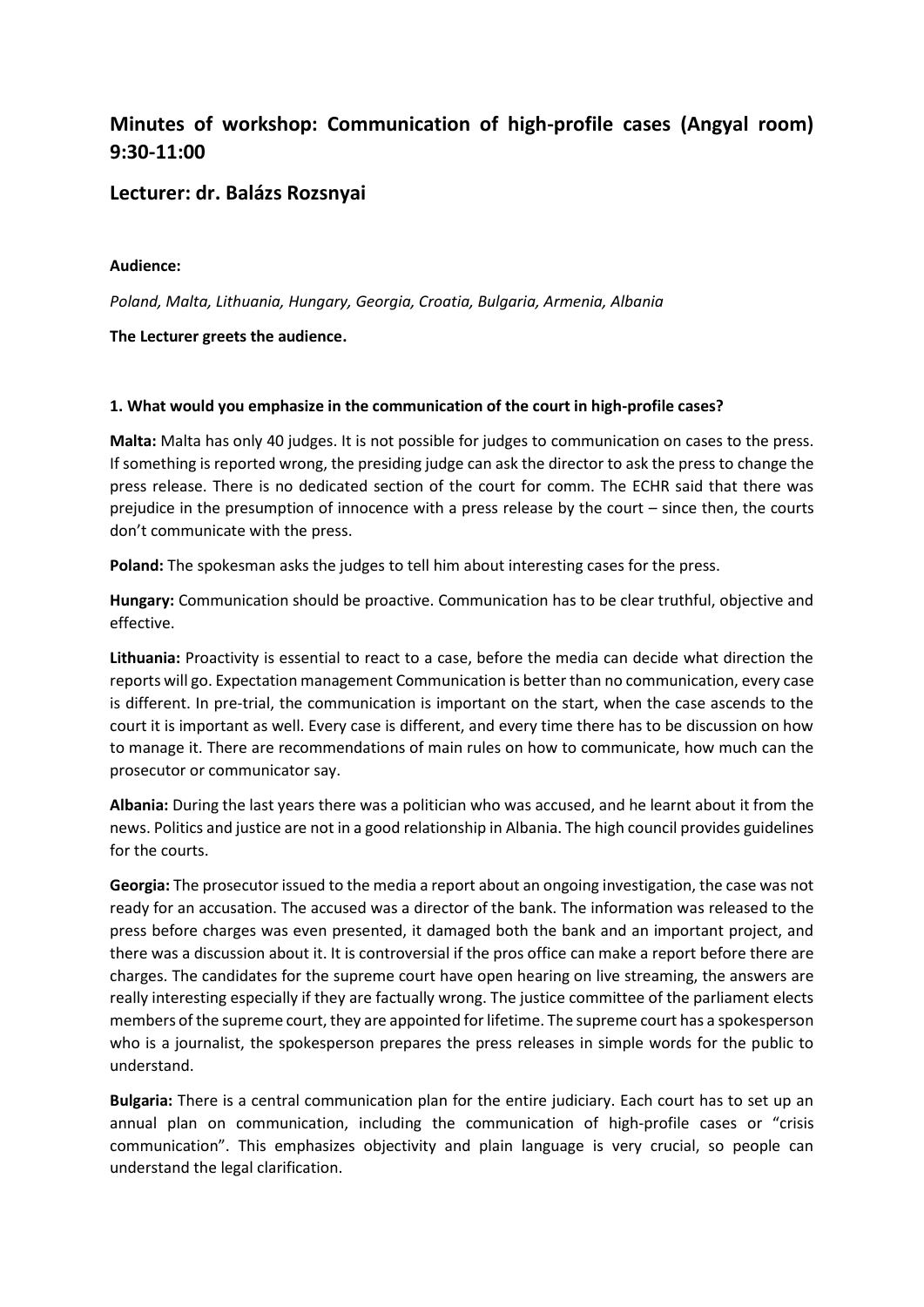# Minutes of workshop: Communication of high-profile cases (Angyal room) 9:30-11:00

## Lecturer: dr. Balázs Rozsnyai

**Audience:**

*Poland, Malta, Lithuania, Hungary, Georgia, Croatia, Bulgaria, Armenia, Albania*

**The Lecturer greets the audience.**

**1. What would you emphasize in the communication of the court in high-profile cases?**

**Malta:** Malta has only 40 judges. It is not possible for judges to communication on cases to the press. If something is reported wrong, the presiding judge can ask the director to ask the press to change the press release. There is no dedicated section of the court for comm. The ECHR said that there was prejudice in the presumption of innocence with a press release by the court – since then, the courts don't communicate with the press.

**Poland:** The spokesman asks the judges to tell him about interesting cases for the press.

**Hungary:** Communication should be proactive. Communication has to be clear truthful, objective and effective.

**Lithuania:** Proactivity is essential to react to a case, before the media can decide what direction the reports will go. Expectation management Communication is better than no communication, every case is different. In pre-trial, the communication is important on the start, when the case ascends to the court it is important as well. Every case is different, and every time there has to be discussion on how to manage it. There are recommendations of main rules on how to communicate, how much can the prosecutor or communicator say.

**Albania:** During the last years there was a politician who was accused, and he learnt about it from the news. Politics and justice are not in a good relationship in Albania. The high council provides guidelines for the courts.

**Georgia:** The prosecutor issued to the media a report about an ongoing investigation, the case was not ready for an accusation. The accused was a director of the bank. The information was released to the press before charges was even presented, it damaged both the bank and an important project, and there was a discussion about it. It is controversial if the pros office can make a report before there are charges. The candidates for the supreme court have open hearing on live streaming, the answers are really interesting especially if they are factually wrong. The justice committee of the parliament elects members of the supreme court, they are appointed for lifetime. The supreme court has a spokesperson who is a journalist, the spokesperson prepares the press releases in simple words for the public to understand.

**Bulgaria:** There is a central communication plan for the entire judiciary. Each court has to set up an annual plan on communication, including the communication of high-profile cases or "crisis communication". This emphasizes objectivity and plain language is very crucial, so people can understand the legal clarification.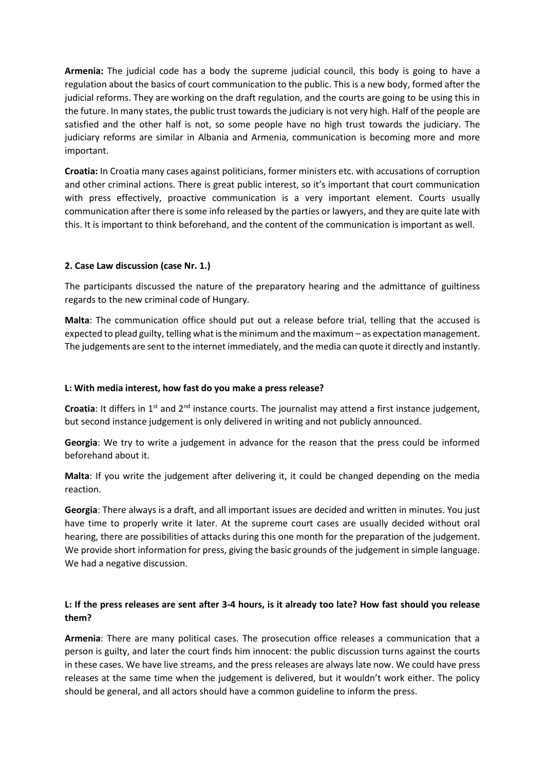**Armenia:** The judicial code has a body the supreme judicial council, this body is going to have a regulation about the basics of court communication to the public. This is a new body, formed after the judicial reforms. They are working on the draft regulation, and the courts are going to be using this in the future. In many states, the public trust towards the judiciary is not very high. Half of the people are satisfied and the other half is not, so some people have no high trust towards the judiciary. The judiciary reforms are similar in Albania and Armenia, communication is becoming more and more important.

**Croatia:** In Croatia many cases against politicians, former ministers etc. with accusations of corruption and other criminal actions. There is great public interest, so it's important that court communication with press effectively, proactive communication is a very important element. Courts usually communication after there is some info released by the parties or lawyers, and they are quite late with this. It is important to think beforehand, and the content of the communication is important as well.

**2. Case Law discussion (case Nr. 1.)**

The participants discussed the nature of the preparatory hearing and the admittance of guiltiness regards to the new criminal code of Hungary.

**Malta**: The communication office should put out a release before trial, telling that the accused is expected to plead guilty, telling what is the minimum and the maximum – as expectation management. The judgements are sent to the internet immediately, and the media can quote it directly and instantly.

**L: With media interest, how fast do you make a press release?**

**Croatia**: It differs in 1st and 2nd instance courts. The journalist may attend a first instance judgement, but second instance judgement is only delivered in writing and not publicly announced.

**Georgia**: We try to write a judgement in advance for the reason that the press could be informed beforehand about it.

**Malta**: If you write the judgement after delivering it, it could be changed depending on the media reaction.

**Georgia**: There always is a draft, and all important issues are decided and written in minutes. You just have time to properly write it later. At the supreme court cases are usually decided without oral hearing, there are possibilities of attacks during this one month for the preparation of the judgement. We provide short information for press, giving the basic grounds of the judgement in simple language. We had a negative discussion.

**L: If the press releases are sent after 3-4 hours, is it already too late? How fast should you release them?**

**Armenia**: There are many political cases. The prosecution office releases a communication that a person is guilty, and later the court finds him innocent: the public discussion turns against the courts in these cases. We have live streams, and the press releases are always late now. We could have press releases at the same time when the judgement is delivered, but it wouldn't work either. The policy should be general, and all actors should have a common guideline to inform the press.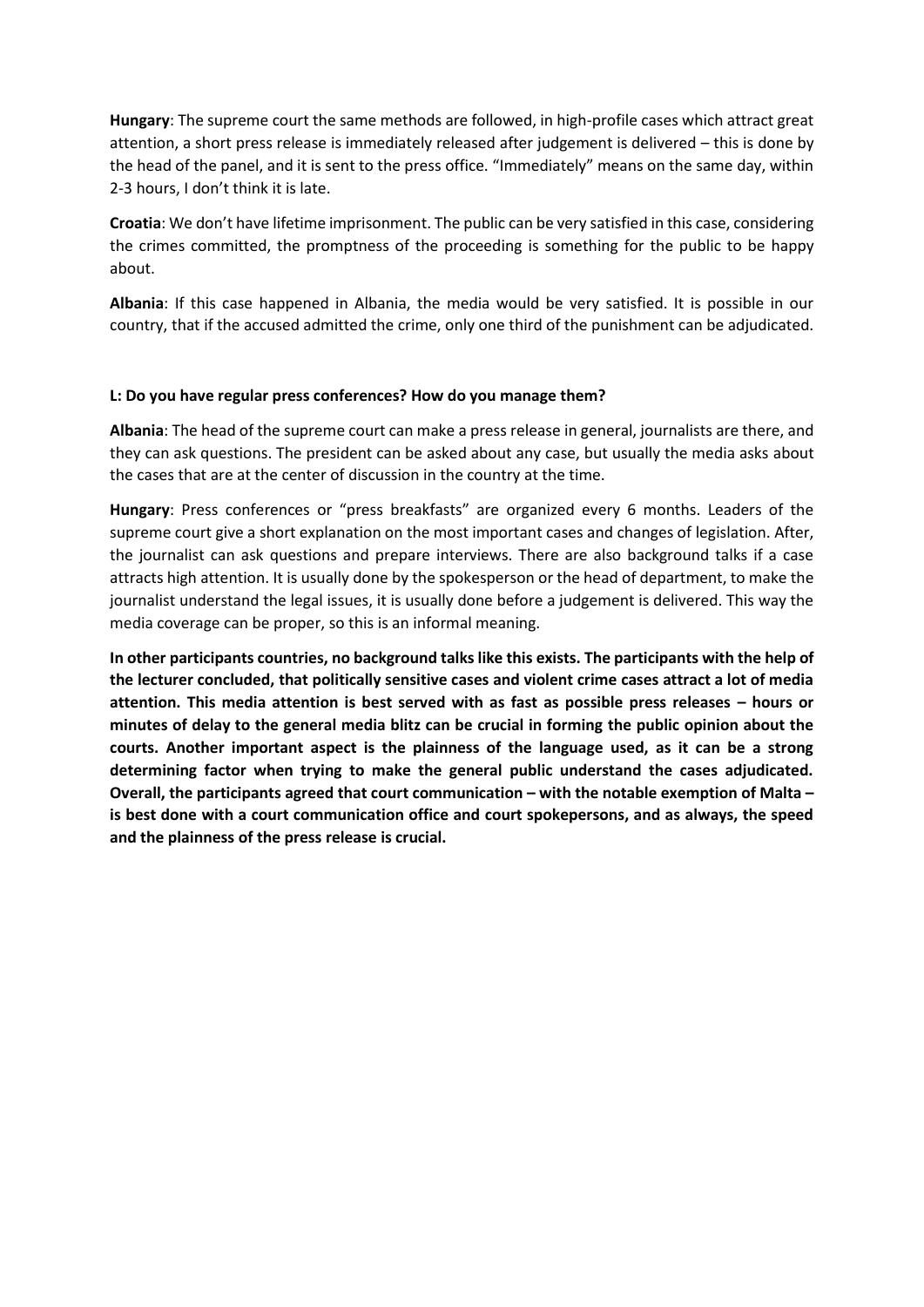**Hungary**: The supreme court the same methods are followed, in high-profile cases which attract great attention, a short press release is immediately released after judgement is delivered – this is done by the head of the panel, and it is sent to the press office. "Immediately" means on the same day, within 2-3 hours, I don't think it is late.

**Croatia**: We don't have lifetime imprisonment. The public can be very satisfied in this case, considering the crimes committed, the promptness of the proceeding is something for the public to be happy about.

**Albania**: If this case happened in Albania, the media would be very satisfied. It is possible in our country, that if the accused admitted the crime, only one third of the punishment can be adjudicated.

**L: Do you have regular press conferences? How do you manage them?**

**Albania**: The head of the supreme court can make a press release in general, journalists are there, and they can ask questions. The president can be asked about any case, but usually the media asks about the cases that are at the center of discussion in the country at the time.

**Hungary**: Press conferences or "press breakfasts" are organized every 6 months. Leaders of the supreme court give a short explanation on the most important cases and changes of legislation. After, the journalist can ask questions and prepare interviews. There are also background talks if a case attracts high attention. It is usually done by the spokesperson or the head of department, to make the journalist understand the legal issues, it is usually done before a judgement is delivered. This way the media coverage can be proper, so this is an informal meaning.

**In other participants countries, no background talks like this exists. The participants with the help of the lecturer concluded, that politically sensitive cases and violent crime cases attract a lot of media attention. This media attention is best served with as fast as possible press releases – hours or minutes of delay to the general media blitz can be crucial in forming the public opinion about the courts. Another important aspect is the plainness of the language used, as it can be a strong determining factor when trying to make the general public understand the cases adjudicated. Overall, the participants agreed that court communication – with the notable exemption of Malta – is best done with a court communication office and court spokepersons, and as always, the speed and the plainness of the press release is crucial.**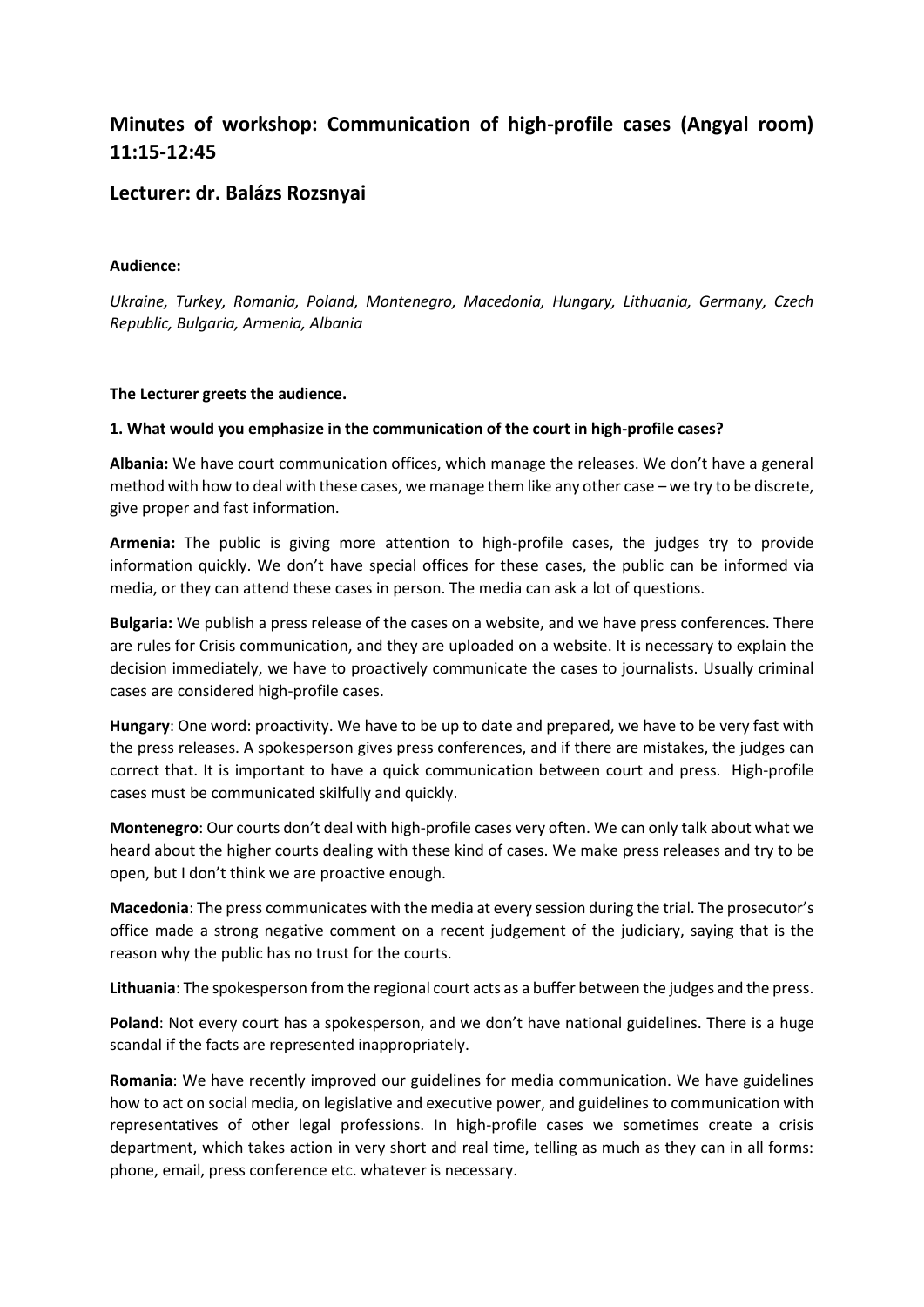# Minutes of workshop: Communication of high-profile cases (Angyal room) 11:15-12:45

## Lecturer: dr. Balázs Rozsnyai

**Audience:**

*Ukraine, Turkey, Romania, Poland, Montenegro, Macedonia, Hungary, Lithuania, Germany, Czech Republic, Bulgaria, Armenia, Albania*

**The Lecturer greets the audience.**

**1. What would you emphasize in the communication of the court in high-profile cases?**

**Albania:** We have court communication offices, which manage the releases. We don't have a general method with how to deal with these cases, we manage them like any other case – we try to be discrete, give proper and fast information.

**Armenia:** The public is giving more attention to high-profile cases, the judges try to provide information quickly. We don't have special offices for these cases, the public can be informed via media, or they can attend these cases in person. The media can ask a lot of questions.

**Bulgaria:** We publish a press release of the cases on a website, and we have press conferences. There are rules for Crisis communication, and they are uploaded on a website. It is necessary to explain the decision immediately, we have to proactively communicate the cases to journalists. Usually criminal cases are considered high-profile cases.

**Hungary**: One word: proactivity. We have to be up to date and prepared, we have to be very fast with the press releases. A spokesperson gives press conferences, and if there are mistakes, the judges can correct that. It is important to have a quick communication between court and press. High-profile cases must be communicated skilfully and quickly.

**Montenegro**: Our courts don't deal with high-profile cases very often. We can only talk about what we heard about the higher courts dealing with these kind of cases. We make press releases and try to be open, but I don't think we are proactive enough.

**Macedonia**: The press communicates with the media at every session during the trial. The prosecutor's office made a strong negative comment on a recent judgement of the judiciary, saying that is the reason why the public has no trust for the courts.

**Lithuania**: The spokesperson from the regional court acts as a buffer between the judges and the press.

**Poland**: Not every court has a spokesperson, and we don't have national guidelines. There is a huge scandal if the facts are represented inappropriately.

**Romania**: We have recently improved our guidelines for media communication. We have guidelines how to act on social media, on legislative and executive power, and guidelines to communication with representatives of other legal professions. In high-profile cases we sometimes create a crisis department, which takes action in very short and real time, telling as much as they can in all forms: phone, email, press conference etc. whatever is necessary.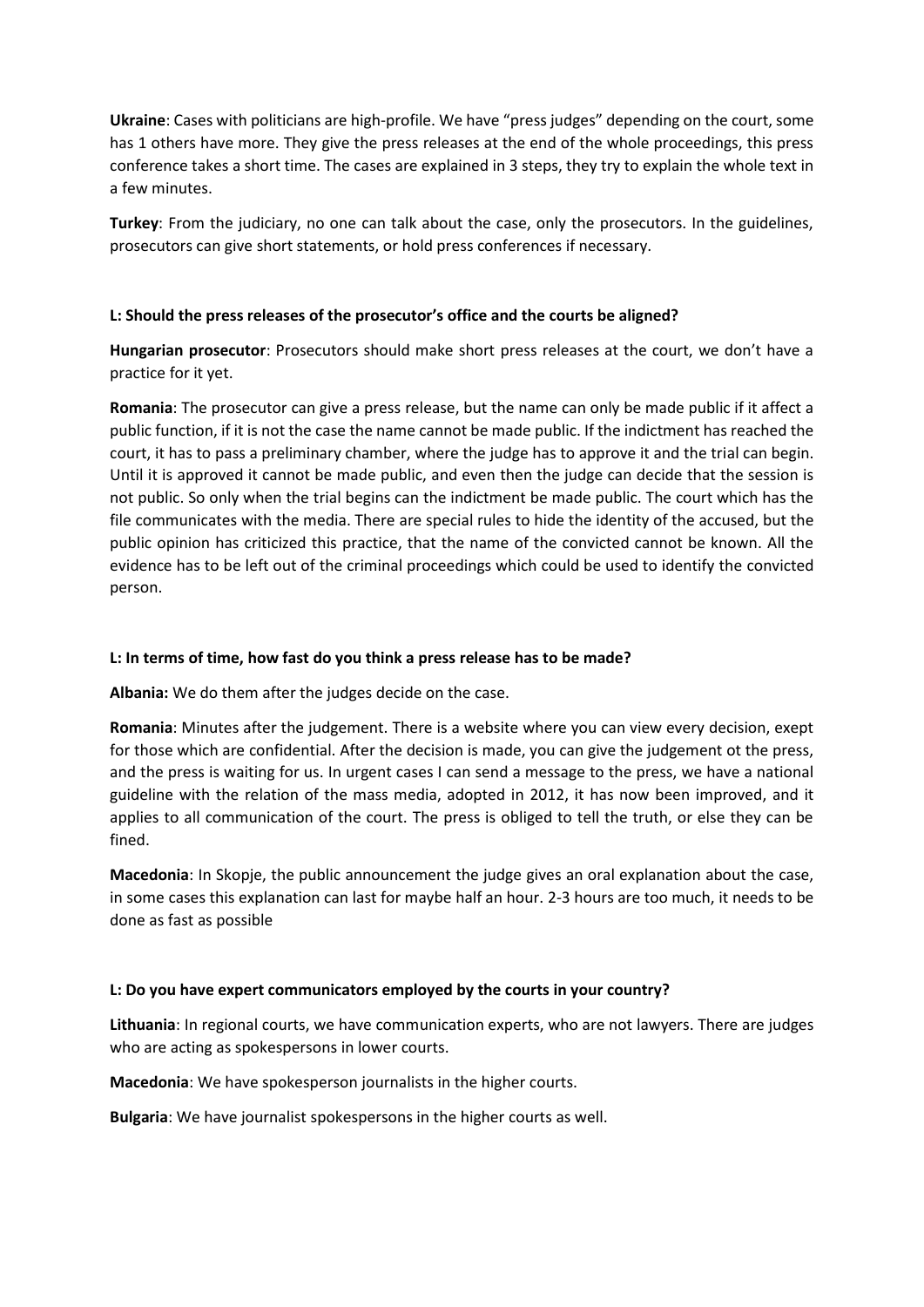**Ukraine**: Cases with politicians are high-profile. We have "press judges" depending on the court, some has 1 others have more. They give the press releases at the end of the whole proceedings, this press conference takes a short time. The cases are explained in 3 steps, they try to explain the whole text in a few minutes.

**Turkey**: From the judiciary, no one can talk about the case, only the prosecutors. In the guidelines, prosecutors can give short statements, or hold press conferences if necessary.

**L: Should the press releases of the prosecutor's office and the courts be aligned?**

**Hungarian prosecutor**: Prosecutors should make short press releases at the court, we don't have a practice for it yet.

**Romania**: The prosecutor can give a press release, but the name can only be made public if it affect a public function, if it is not the case the name cannot be made public. If the indictment has reached the court, it has to pass a preliminary chamber, where the judge has to approve it and the trial can begin. Until it is approved it cannot be made public, and even then the judge can decide that the session is not public. So only when the trial begins can the indictment be made public. The court which has the file communicates with the media. There are special rules to hide the identity of the accused, but the public opinion has criticized this practice, that the name of the convicted cannot be known. All the evidence has to be left out of the criminal proceedings which could be used to identify the convicted person.

**L: In terms of time, how fast do you think a press release has to be made?**

**Albania:** We do them after the judges decide on the case.

**Romania**: Minutes after the judgement. There is a website where you can view every decision, exept for those which are confidential. After the decision is made, you can give the judgement ot the press, and the press is waiting for us. In urgent cases I can send a message to the press, we have a national guideline with the relation of the mass media, adopted in 2012, it has now been improved, and it applies to all communication of the court. The press is obliged to tell the truth, or else they can be fined.

**Macedonia**: In Skopje, the public announcement the judge gives an oral explanation about the case, in some cases this explanation can last for maybe half an hour. 2-3 hours are too much, it needs to be done as fast as possible

**L: Do you have expert communicators employed by the courts in your country?**

**Lithuania**: In regional courts, we have communication experts, who are not lawyers. There are judges who are acting as spokespersons in lower courts.

**Macedonia**: We have spokesperson journalists in the higher courts.

**Bulgaria**: We have journalist spokespersons in the higher courts as well.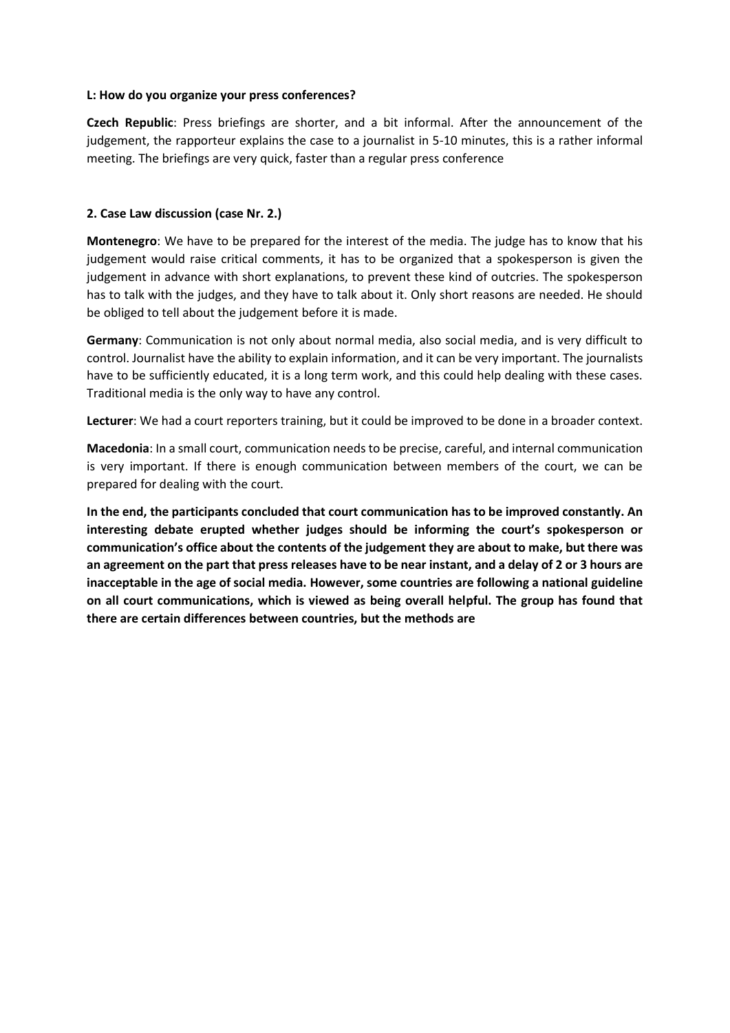**L: How do you organize your press conferences?**

**Czech Republic**: Press briefings are shorter, and a bit informal. After the announcement of the judgement, the rapporteur explains the case to a journalist in 5-10 minutes, this is a rather informal meeting. The briefings are very quick, faster than a regular press conference

**2. Case Law discussion (case Nr. 2.)**

**Montenegro**: We have to be prepared for the interest of the media. The judge has to know that his judgement would raise critical comments, it has to be organized that a spokesperson is given the judgement in advance with short explanations, to prevent these kind of outcries. The spokesperson has to talk with the judges, and they have to talk about it. Only short reasons are needed. He should be obliged to tell about the judgement before it is made.

**Germany**: Communication is not only about normal media, also social media, and is very difficult to control. Journalist have the ability to explain information, and it can be very important. The journalists have to be sufficiently educated, it is a long term work, and this could help dealing with these cases. Traditional media is the only way to have any control.

**Lecturer**: We had a court reporters training, but it could be improved to be done in a broader context.

**Macedonia**: In a small court, communication needs to be precise, careful, and internal communication is very important. If there is enough communication between members of the court, we can be prepared for dealing with the court.

**In the end, the participants concluded that court communication has to be improved constantly. An interesting debate erupted whether judges should be informing the court's spokesperson or communication's office about the contents of the judgement they are about to make, but there was an agreement on the part that press releases have to be near instant, and a delay of 2 or 3 hours are inacceptable in the age of social media. However, some countries are following a national guideline on all court communications, which is viewed as being overall helpful. The group has found that there are certain differences between countries, but the methods are**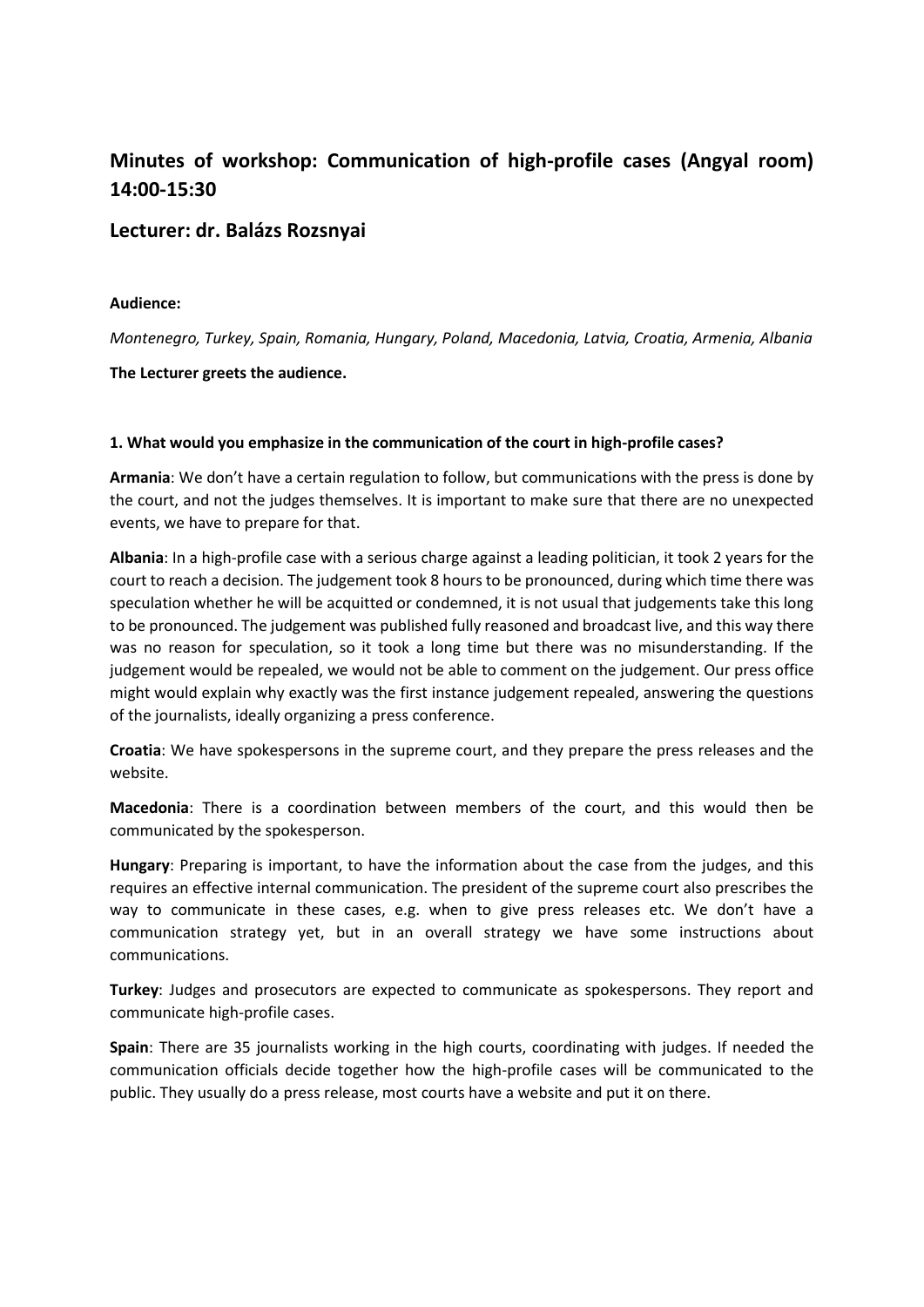## Minutes of workshop: Communication of high-profile cases (Angyal room) 14:00-15:30

## Lecturer: dr. Balázs Rozsnyai

**Audience:**

*Montenegro, Turkey, Spain, Romania, Hungary, Poland, Macedonia, Latvia, Croatia, Armenia, Albania*

**The Lecturer greets the audience.**

**1. What would you emphasize in the communication of the court in high-profile cases?**

**Armania**: We don't have a certain regulation to follow, but communications with the press is done by the court, and not the judges themselves. It is important to make sure that there are no unexpected events, we have to prepare for that.

**Albania**: In a high-profile case with a serious charge against a leading politician, it took 2 years for the court to reach a decision. The judgement took 8 hours to be pronounced, during which time there was speculation whether he will be acquitted or condemned, it is not usual that judgements take this long to be pronounced. The judgement was published fully reasoned and broadcast live, and this way there was no reason for speculation, so it took a long time but there was no misunderstanding. If the judgement would be repealed, we would not be able to comment on the judgement. Our press office might would explain why exactly was the first instance judgement repealed, answering the questions of the journalists, ideally organizing a press conference.

**Croatia**: We have spokespersons in the supreme court, and they prepare the press releases and the website.

**Macedonia**: There is a coordination between members of the court, and this would then be communicated by the spokesperson.

**Hungary**: Preparing is important, to have the information about the case from the judges, and this requires an effective internal communication. The president of the supreme court also prescribes the way to communicate in these cases, e.g. when to give press releases etc. We don't have a communication strategy yet, but in an overall strategy we have some instructions about communications.

**Turkey**: Judges and prosecutors are expected to communicate as spokespersons. They report and communicate high-profile cases.

**Spain**: There are 35 journalists working in the high courts, coordinating with judges. If needed the communication officials decide together how the high-profile cases will be communicated to the public. They usually do a press release, most courts have a website and put it on there.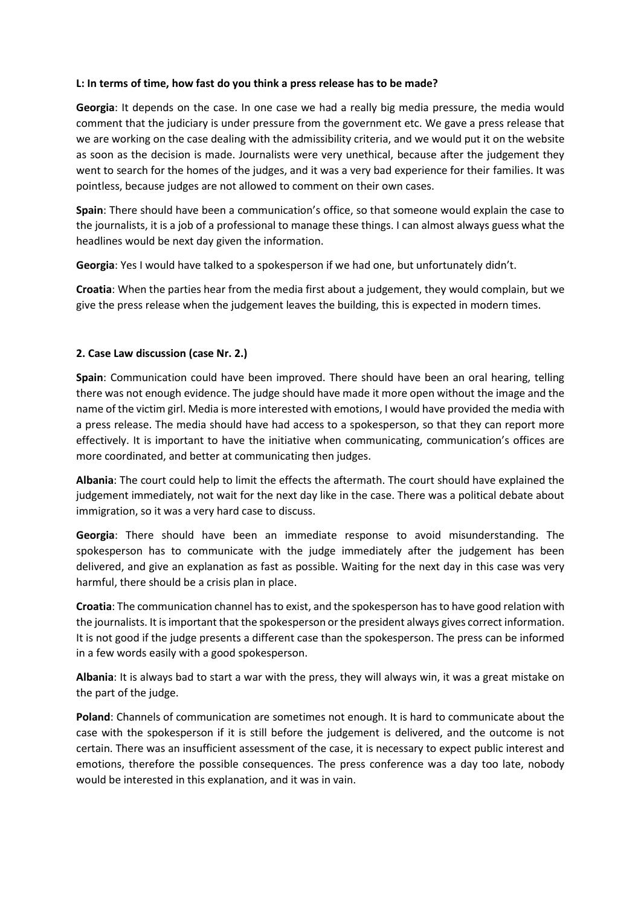**L: In terms of time, how fast do you think a press release has to be made?**

**Georgia**: It depends on the case. In one case we had a really big media pressure, the media would comment that the judiciary is under pressure from the government etc. We gave a press release that we are working on the case dealing with the admissibility criteria, and we would put it on the website as soon as the decision is made. Journalists were very unethical, because after the judgement they went to search for the homes of the judges, and it was a very bad experience for their families. It was pointless, because judges are not allowed to comment on their own cases.

**Spain**: There should have been a communication's office, so that someone would explain the case to the journalists, it is a job of a professional to manage these things. I can almost always guess what the headlines would be next day given the information.

**Georgia**: Yes I would have talked to a spokesperson if we had one, but unfortunately didn't.

**Croatia**: When the parties hear from the media first about a judgement, they would complain, but we give the press release when the judgement leaves the building, this is expected in modern times.

**2. Case Law discussion (case Nr. 2.)**

**Spain**: Communication could have been improved. There should have been an oral hearing, telling there was not enough evidence. The judge should have made it more open without the image and the name of the victim girl. Media is more interested with emotions, I would have provided the media with a press release. The media should have had access to a spokesperson, so that they can report more effectively. It is important to have the initiative when communicating, communication's offices are more coordinated, and better at communicating then judges.

**Albania**: The court could help to limit the effects the aftermath. The court should have explained the judgement immediately, not wait for the next day like in the case. There was a political debate about immigration, so it was a very hard case to discuss.

**Georgia**: There should have been an immediate response to avoid misunderstanding. The spokesperson has to communicate with the judge immediately after the judgement has been delivered, and give an explanation as fast as possible. Waiting for the next day in this case was very harmful, there should be a crisis plan in place.

**Croatia**: The communication channel has to exist, and the spokesperson has to have good relation with the journalists. It is important that the spokesperson or the president always gives correct information. It is not good if the judge presents a different case than the spokesperson. The press can be informed in a few words easily with a good spokesperson.

**Albania**: It is always bad to start a war with the press, they will always win, it was a great mistake on the part of the judge.

**Poland**: Channels of communication are sometimes not enough. It is hard to communicate about the case with the spokesperson if it is still before the judgement is delivered, and the outcome is not certain. There was an insufficient assessment of the case, it is necessary to expect public interest and emotions, therefore the possible consequences. The press conference was a day too late, nobody would be interested in this explanation, and it was in vain.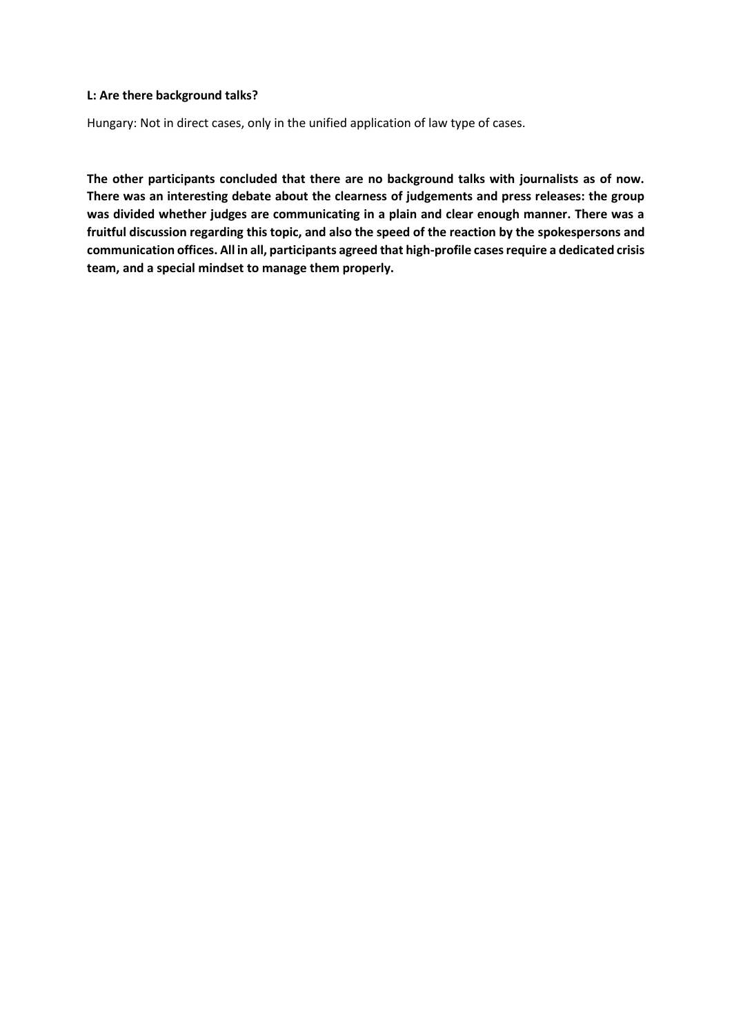**L: Are there background talks?**

Hungary: Not in direct cases, only in the unified application of law type of cases.

**The other participants concluded that there are no background talks with journalists as of now. There was an interesting debate about the clearness of judgements and press releases: the group was divided whether judges are communicating in a plain and clear enough manner. There was a fruitful discussion regarding this topic, and also the speed of the reaction by the spokespersons and communication offices. All in all, participants agreed that high-profile cases require a dedicated crisis team, and a special mindset to manage them properly.**